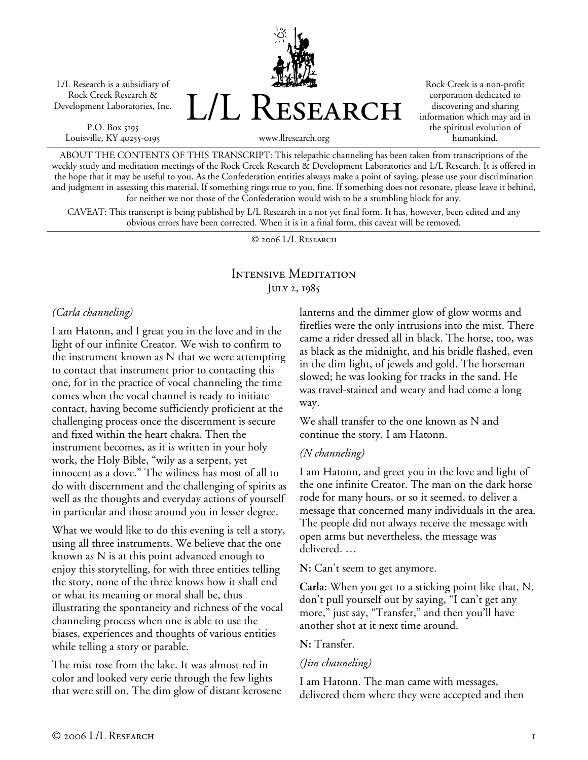L/L Research is a subsidiary of Rock Creek Research & Development Laboratories, Inc.

P.O. Box 5195
Louisville, KY 40255-0195

# L/L Research

www.llresearch.org

Rock Creek is a non-profit corporation dedicated to discovering and sharing information which may aid in the spiritual evolution of humankind.

ABOUT THE CONTENTS OF THIS TRANSCRIPT: This telepathic channeling has been taken from transcriptions of the weekly study and meditation meetings of the Rock Creek Research & Development Laboratories and L/L Research. It is offered in the hope that it may be useful to you. As the Confederation entities always make a point of saying, please use your discrimination and judgment in assessing this material. If something rings true to you, fine. If something does not resonate, please leave it behind, for neither we nor those of the Confederation would wish to be a stumbling block for any.

CAVEAT: This transcript is being published by L/L Research in a not yet final form. It has, however, been edited and any obvious errors have been corrected. When it is in a final form, this caveat will be removed.

© 2006 L/L Research

## Intensive Meditation

### July 2, 1985

*(Carla channeling)*

I am Hatonn, and I great you in the love and in the light of our infinite Creator. We wish to confirm to the instrument known as N that we were attempting to contact that instrument prior to contacting this one, for in the practice of vocal channeling the time comes when the vocal channel is ready to initiate contact, having become sufficiently proficient at the challenging process once the discernment is secure and fixed within the heart chakra. Then the instrument becomes, as it is written in your holy work, the Holy Bible, "wily as a serpent, yet innocent as a dove." The wiliness has most of all to do with discernment and the challenging of spirits as well as the thoughts and everyday actions of yourself in particular and those around you in lesser degree.

What we would like to do this evening is tell a story, using all three instruments. We believe that the one known as N is at this point advanced enough to enjoy this storytelling, for with three entities telling the story, none of the three knows how it shall end or what its meaning or moral shall be, thus illustrating the spontaneity and richness of the vocal channeling process when one is able to use the biases, experiences and thoughts of various entities while telling a story or parable.

The mist rose from the lake. It was almost red in color and looked very eerie through the few lights that were still on. The dim glow of distant kerosene lanterns and the dimmer glow of glow worms and fireflies were the only intrusions into the mist. There came a rider dressed all in black. The horse, too, was as black as the midnight, and his bridle flashed, even in the dim light, of jewels and gold. The horseman slowed; he was looking for tracks in the sand. He was travel-stained and weary and had come a long way.

We shall transfer to the one known as N and continue the story. I am Hatonn.

*(N channeling)*

I am Hatonn, and greet you in the love and light of the one infinite Creator. The man on the dark horse rode for many hours, or so it seemed, to deliver a message that concerned many individuals in the area. The people did not always receive the message with open arms but nevertheless, the message was delivered. …

**N:** Can't seem to get anymore.

**Carla:** When you get to a sticking point like that, N, don't pull yourself out by saying, "I can't get any more," just say, "Transfer," and then you'll have another shot at it next time around.

**N:** Transfer.

*(Jim channeling)*

I am Hatonn. The man came with messages, delivered them where they were accepted and then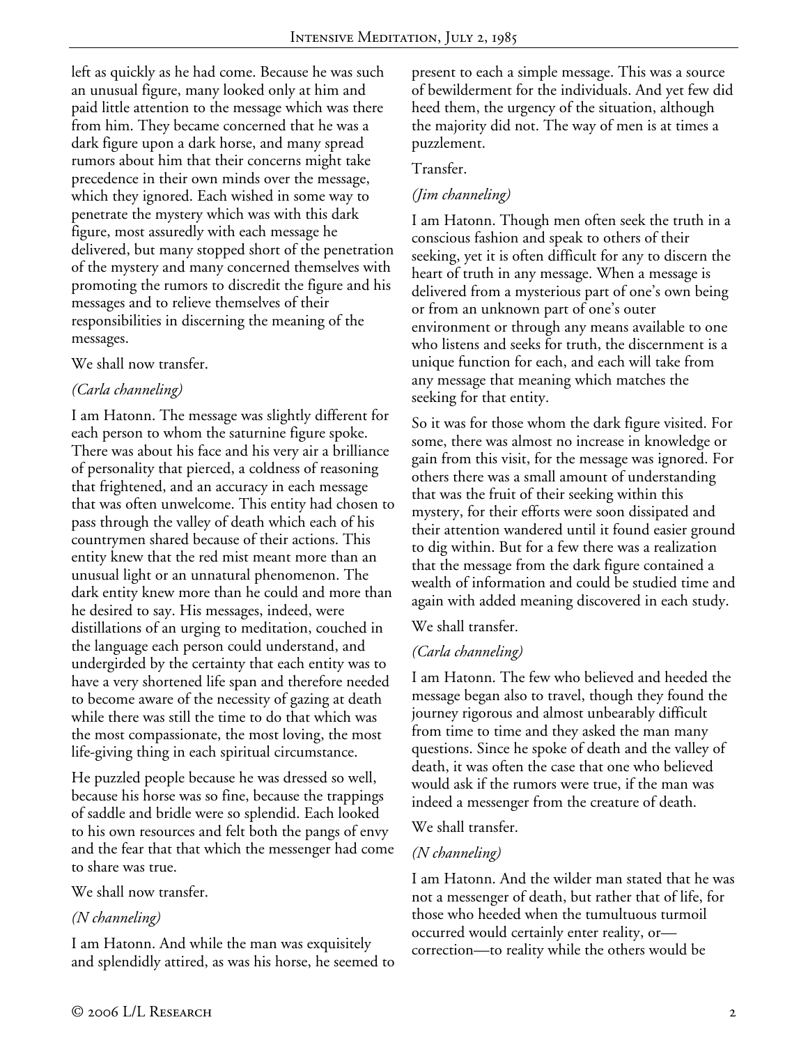left as quickly as he had come. Because he was such an unusual figure, many looked only at him and paid little attention to the message which was there from him. They became concerned that he was a dark figure upon a dark horse, and many spread rumors about him that their concerns might take precedence in their own minds over the message, which they ignored. Each wished in some way to penetrate the mystery which was with this dark figure, most assuredly with each message he delivered, but many stopped short of the penetration of the mystery and many concerned themselves with promoting the rumors to discredit the figure and his messages and to relieve themselves of their responsibilities in discerning the meaning of the messages.

We shall now transfer.

*(Carla channeling)*

I am Hatonn. The message was slightly different for each person to whom the saturnine figure spoke. There was about his face and his very air a brilliance of personality that pierced, a coldness of reasoning that frightened, and an accuracy in each message that was often unwelcome. This entity had chosen to pass through the valley of death which each of his countrymen shared because of their actions. This entity knew that the red mist meant more than an unusual light or an unnatural phenomenon. The dark entity knew more than he could and more than he desired to say. His messages, indeed, were distillations of an urging to meditation, couched in the language each person could understand, and undergirded by the certainty that each entity was to have a very shortened life span and therefore needed to become aware of the necessity of gazing at death while there was still the time to do that which was the most compassionate, the most loving, the most life-giving thing in each spiritual circumstance.

He puzzled people because he was dressed so well, because his horse was so fine, because the trappings of saddle and bridle were so splendid. Each looked to his own resources and felt both the pangs of envy and the fear that that which the messenger had come to share was true.

We shall now transfer.

*(N channeling)*

I am Hatonn. And while the man was exquisitely and splendidly attired, as was his horse, he seemed to present to each a simple message. This was a source of bewilderment for the individuals. And yet few did heed them, the urgency of the situation, although the majority did not. The way of men is at times a puzzlement.

Transfer.

*(Jim channeling)*

I am Hatonn. Though men often seek the truth in a conscious fashion and speak to others of their seeking, yet it is often difficult for any to discern the heart of truth in any message. When a message is delivered from a mysterious part of one's own being or from an unknown part of one's outer environment or through any means available to one who listens and seeks for truth, the discernment is a unique function for each, and each will take from any message that meaning which matches the seeking for that entity.

So it was for those whom the dark figure visited. For some, there was almost no increase in knowledge or gain from this visit, for the message was ignored. For others there was a small amount of understanding that was the fruit of their seeking within this mystery, for their efforts were soon dissipated and their attention wandered until it found easier ground to dig within. But for a few there was a realization that the message from the dark figure contained a wealth of information and could be studied time and again with added meaning discovered in each study.

We shall transfer.

*(Carla channeling)*

I am Hatonn. The few who believed and heeded the message began also to travel, though they found the journey rigorous and almost unbearably difficult from time to time and they asked the man many questions. Since he spoke of death and the valley of death, it was often the case that one who believed would ask if the rumors were true, if the man was indeed a messenger from the creature of death.

We shall transfer.

*(N channeling)*

I am Hatonn. And the wilder man stated that he was not a messenger of death, but rather that of life, for those who heeded when the tumultuous turmoil occurred would certainly enter reality, or—correction—to reality while the others would be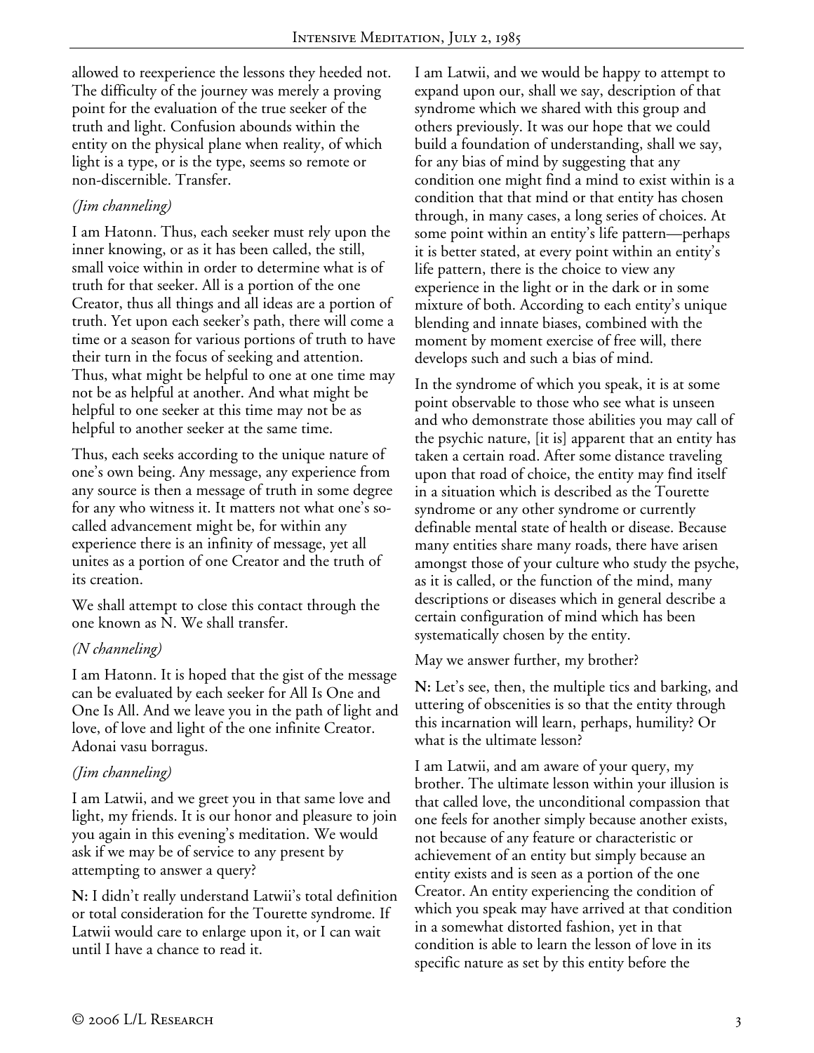allowed to reexperience the lessons they heeded not. The difficulty of the journey was merely a proving point for the evaluation of the true seeker of the truth and light. Confusion abounds within the entity on the physical plane when reality, of which light is a type, or is the type, seems so remote or non-discernible. Transfer.

*(Jim channeling)*

I am Hatonn. Thus, each seeker must rely upon the inner knowing, or as it has been called, the still, small voice within in order to determine what is of truth for that seeker. All is a portion of the one Creator, thus all things and all ideas are a portion of truth. Yet upon each seeker's path, there will come a time or a season for various portions of truth to have their turn in the focus of seeking and attention. Thus, what might be helpful to one at one time may not be as helpful at another. And what might be helpful to one seeker at this time may not be as helpful to another seeker at the same time.

Thus, each seeks according to the unique nature of one's own being. Any message, any experience from any source is then a message of truth in some degree for any who witness it. It matters not what one's so-called advancement might be, for within any experience there is an infinity of message, yet all unites as a portion of one Creator and the truth of its creation.

We shall attempt to close this contact through the one known as N. We shall transfer.

*(N channeling)*

I am Hatonn. It is hoped that the gist of the message can be evaluated by each seeker for All Is One and One Is All. And we leave you in the path of light and love, of love and light of the one infinite Creator. Adonai vasu borragus.

*(Jim channeling)*

I am Latwii, and we greet you in that same love and light, my friends. It is our honor and pleasure to join you again in this evening's meditation. We would ask if we may be of service to any present by attempting to answer a query?

**N:** I didn't really understand Latwii's total definition or total consideration for the Tourette syndrome. If Latwii would care to enlarge upon it, or I can wait until I have a chance to read it.

I am Latwii, and we would be happy to attempt to expand upon our, shall we say, description of that syndrome which we shared with this group and others previously. It was our hope that we could build a foundation of understanding, shall we say, for any bias of mind by suggesting that any condition one might find a mind to exist within is a condition that that mind or that entity has chosen through, in many cases, a long series of choices. At some point within an entity's life pattern—perhaps it is better stated, at every point within an entity's life pattern, there is the choice to view any experience in the light or in the dark or in some mixture of both. According to each entity's unique blending and innate biases, combined with the moment by moment exercise of free will, there develops such and such a bias of mind.

In the syndrome of which you speak, it is at some point observable to those who see what is unseen and who demonstrate those abilities you may call of the psychic nature, [it is] apparent that an entity has taken a certain road. After some distance traveling upon that road of choice, the entity may find itself in a situation which is described as the Tourette syndrome or any other syndrome or currently definable mental state of health or disease. Because many entities share many roads, there have arisen amongst those of your culture who study the psyche, as it is called, or the function of the mind, many descriptions or diseases which in general describe a certain configuration of mind which has been systematically chosen by the entity.

May we answer further, my brother?

**N:** Let's see, then, the multiple tics and barking, and uttering of obscenities is so that the entity through this incarnation will learn, perhaps, humility? Or what is the ultimate lesson?

I am Latwii, and am aware of your query, my brother. The ultimate lesson within your illusion is that called love, the unconditional compassion that one feels for another simply because another exists, not because of any feature or characteristic or achievement of an entity but simply because an entity exists and is seen as a portion of the one Creator. An entity experiencing the condition of which you speak may have arrived at that condition in a somewhat distorted fashion, yet in that condition is able to learn the lesson of love in its specific nature as set by this entity before the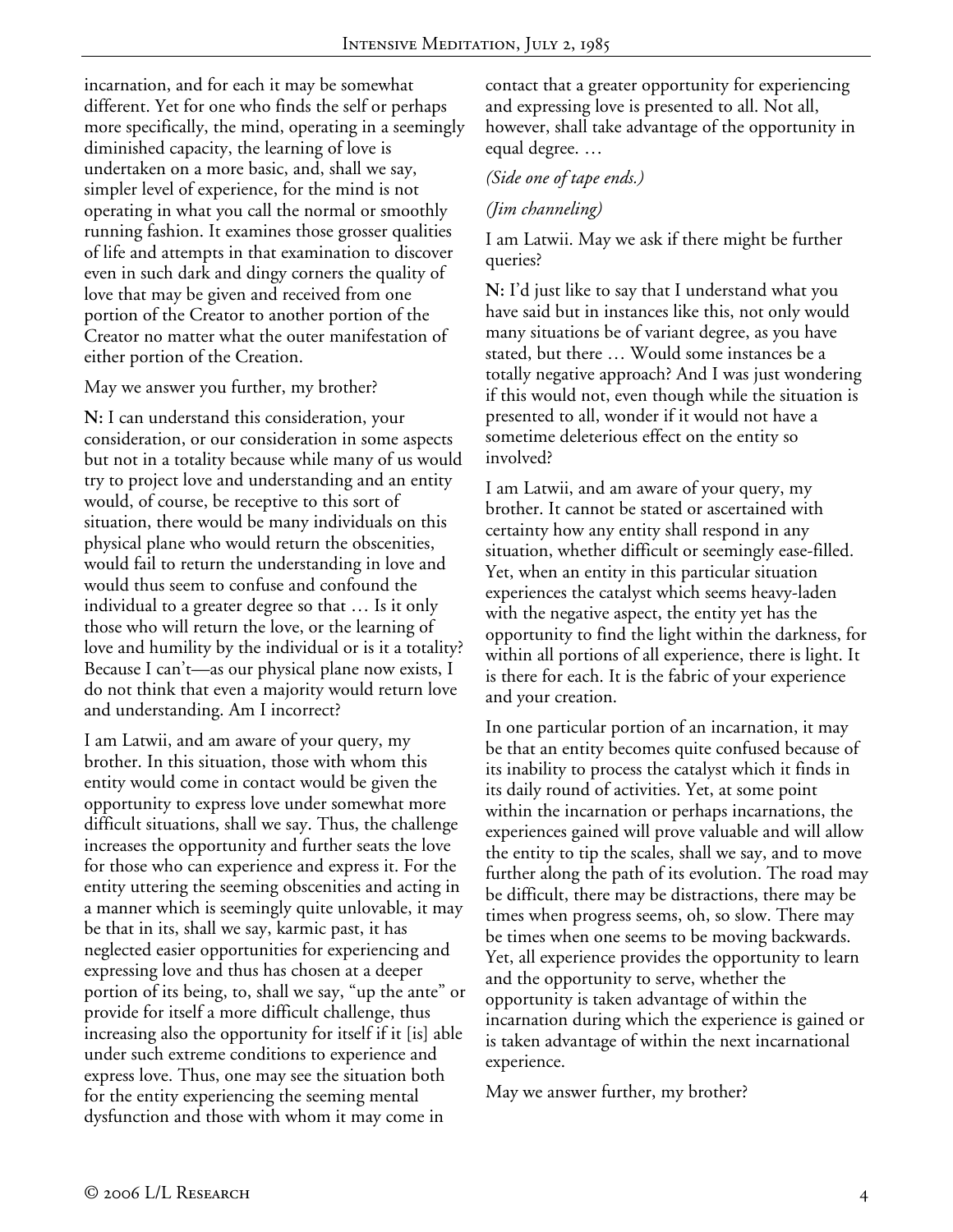incarnation, and for each it may be somewhat different. Yet for one who finds the self or perhaps more specifically, the mind, operating in a seemingly diminished capacity, the learning of love is undertaken on a more basic, and, shall we say, simpler level of experience, for the mind is not operating in what you call the normal or smoothly running fashion. It examines those grosser qualities of life and attempts in that examination to discover even in such dark and dingy corners the quality of love that may be given and received from one portion of the Creator to another portion of the Creator no matter what the outer manifestation of either portion of the Creation.

May we answer you further, my brother?

**N:** I can understand this consideration, your consideration, or our consideration in some aspects but not in a totality because while many of us would try to project love and understanding and an entity would, of course, be receptive to this sort of situation, there would be many individuals on this physical plane who would return the obscenities, would fail to return the understanding in love and would thus seem to confuse and confound the individual to a greater degree so that … Is it only those who will return the love, or the learning of love and humility by the individual or is it a totality? Because I can't—as our physical plane now exists, I do not think that even a majority would return love and understanding. Am I incorrect?

I am Latwii, and am aware of your query, my brother. In this situation, those with whom this entity would come in contact would be given the opportunity to express love under somewhat more difficult situations, shall we say. Thus, the challenge increases the opportunity and further seats the love for those who can experience and express it. For the entity uttering the seeming obscenities and acting in a manner which is seemingly quite unlovable, it may be that in its, shall we say, karmic past, it has neglected easier opportunities for experiencing and expressing love and thus has chosen at a deeper portion of its being, to, shall we say, "up the ante" or provide for itself a more difficult challenge, thus increasing also the opportunity for itself if it [is] able under such extreme conditions to experience and express love. Thus, one may see the situation both for the entity experiencing the seeming mental dysfunction and those with whom it may come in contact that a greater opportunity for experiencing and expressing love is presented to all. Not all, however, shall take advantage of the opportunity in equal degree. …

*(Side one of tape ends.)*

*(Jim channeling)*

I am Latwii. May we ask if there might be further queries?

**N:** I'd just like to say that I understand what you have said but in instances like this, not only would many situations be of variant degree, as you have stated, but there … Would some instances be a totally negative approach? And I was just wondering if this would not, even though while the situation is presented to all, wonder if it would not have a sometime deleterious effect on the entity so involved?

I am Latwii, and am aware of your query, my brother. It cannot be stated or ascertained with certainty how any entity shall respond in any situation, whether difficult or seemingly ease-filled. Yet, when an entity in this particular situation experiences the catalyst which seems heavy-laden with the negative aspect, the entity yet has the opportunity to find the light within the darkness, for within all portions of all experience, there is light. It is there for each. It is the fabric of your experience and your creation.

In one particular portion of an incarnation, it may be that an entity becomes quite confused because of its inability to process the catalyst which it finds in its daily round of activities. Yet, at some point within the incarnation or perhaps incarnations, the experiences gained will prove valuable and will allow the entity to tip the scales, shall we say, and to move further along the path of its evolution. The road may be difficult, there may be distractions, there may be times when progress seems, oh, so slow. There may be times when one seems to be moving backwards. Yet, all experience provides the opportunity to learn and the opportunity to serve, whether the opportunity is taken advantage of within the incarnation during which the experience is gained or is taken advantage of within the next incarnational experience.

May we answer further, my brother?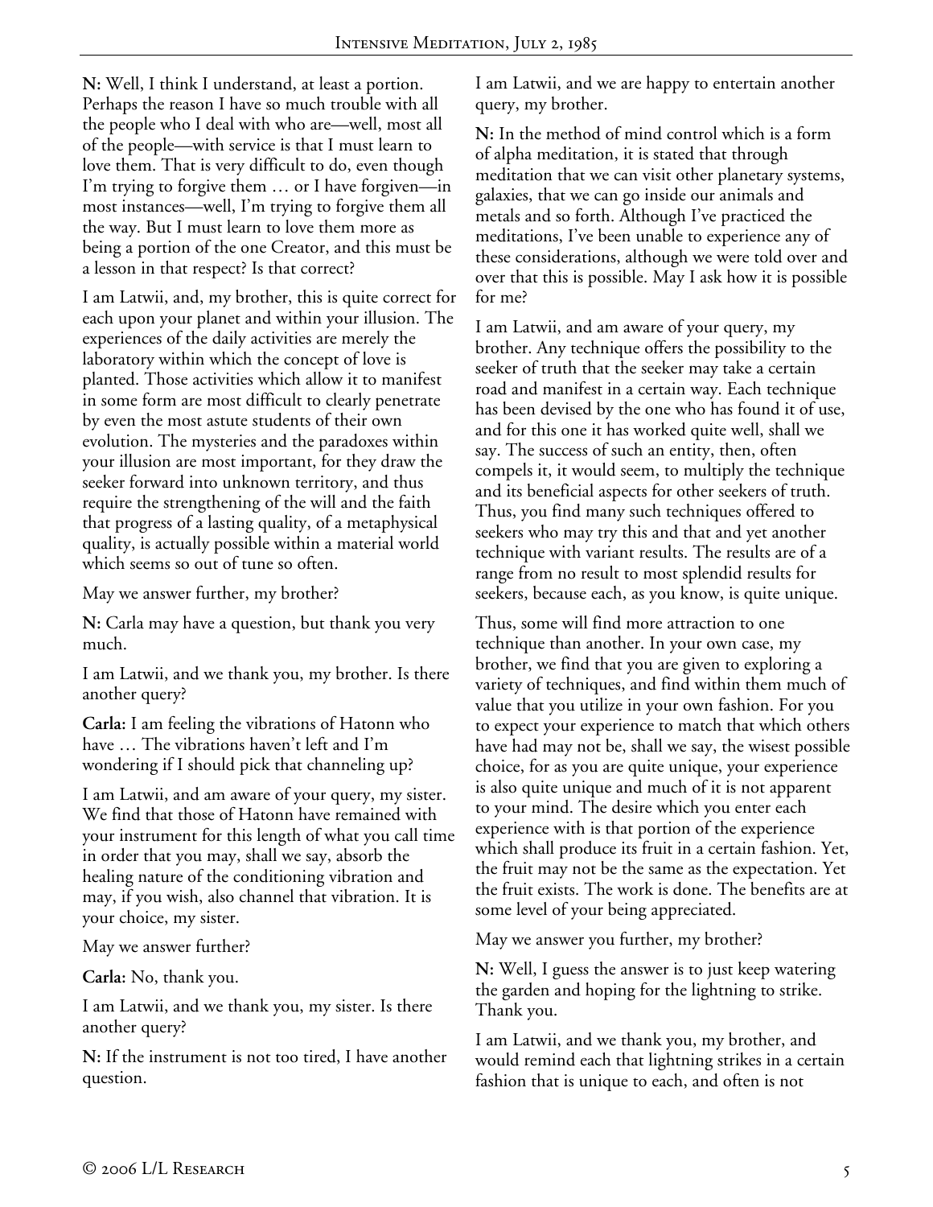**N:** Well, I think I understand, at least a portion. Perhaps the reason I have so much trouble with all the people who I deal with who are—well, most all of the people—with service is that I must learn to love them. That is very difficult to do, even though I'm trying to forgive them … or I have forgiven—in most instances—well, I'm trying to forgive them all the way. But I must learn to love them more as being a portion of the one Creator, and this must be a lesson in that respect? Is that correct?

I am Latwii, and, my brother, this is quite correct for each upon your planet and within your illusion. The experiences of the daily activities are merely the laboratory within which the concept of love is planted. Those activities which allow it to manifest in some form are most difficult to clearly penetrate by even the most astute students of their own evolution. The mysteries and the paradoxes within your illusion are most important, for they draw the seeker forward into unknown territory, and thus require the strengthening of the will and the faith that progress of a lasting quality, of a metaphysical quality, is actually possible within a material world which seems so out of tune so often.

May we answer further, my brother?

**N:** Carla may have a question, but thank you very much.

I am Latwii, and we thank you, my brother. Is there another query?

**Carla:** I am feeling the vibrations of Hatonn who have … The vibrations haven't left and I'm wondering if I should pick that channeling up?

I am Latwii, and am aware of your query, my sister. We find that those of Hatonn have remained with your instrument for this length of what you call time in order that you may, shall we say, absorb the healing nature of the conditioning vibration and may, if you wish, also channel that vibration. It is your choice, my sister.

May we answer further?

**Carla:** No, thank you.

I am Latwii, and we thank you, my sister. Is there another query?

**N:** If the instrument is not too tired, I have another question.

I am Latwii, and we are happy to entertain another query, my brother.

**N:** In the method of mind control which is a form of alpha meditation, it is stated that through meditation that we can visit other planetary systems, galaxies, that we can go inside our animals and metals and so forth. Although I've practiced the meditations, I've been unable to experience any of these considerations, although we were told over and over that this is possible. May I ask how it is possible for me?

I am Latwii, and am aware of your query, my brother. Any technique offers the possibility to the seeker of truth that the seeker may take a certain road and manifest in a certain way. Each technique has been devised by the one who has found it of use, and for this one it has worked quite well, shall we say. The success of such an entity, then, often compels it, it would seem, to multiply the technique and its beneficial aspects for other seekers of truth. Thus, you find many such techniques offered to seekers who may try this and that and yet another technique with variant results. The results are of a range from no result to most splendid results for seekers, because each, as you know, is quite unique.

Thus, some will find more attraction to one technique than another. In your own case, my brother, we find that you are given to exploring a variety of techniques, and find within them much of value that you utilize in your own fashion. For you to expect your experience to match that which others have had may not be, shall we say, the wisest possible choice, for as you are quite unique, your experience is also quite unique and much of it is not apparent to your mind. The desire which you enter each experience with is that portion of the experience which shall produce its fruit in a certain fashion. Yet, the fruit may not be the same as the expectation. Yet the fruit exists. The work is done. The benefits are at some level of your being appreciated.

May we answer you further, my brother?

**N:** Well, I guess the answer is to just keep watering the garden and hoping for the lightning to strike. Thank you.

I am Latwii, and we thank you, my brother, and would remind each that lightning strikes in a certain fashion that is unique to each, and often is not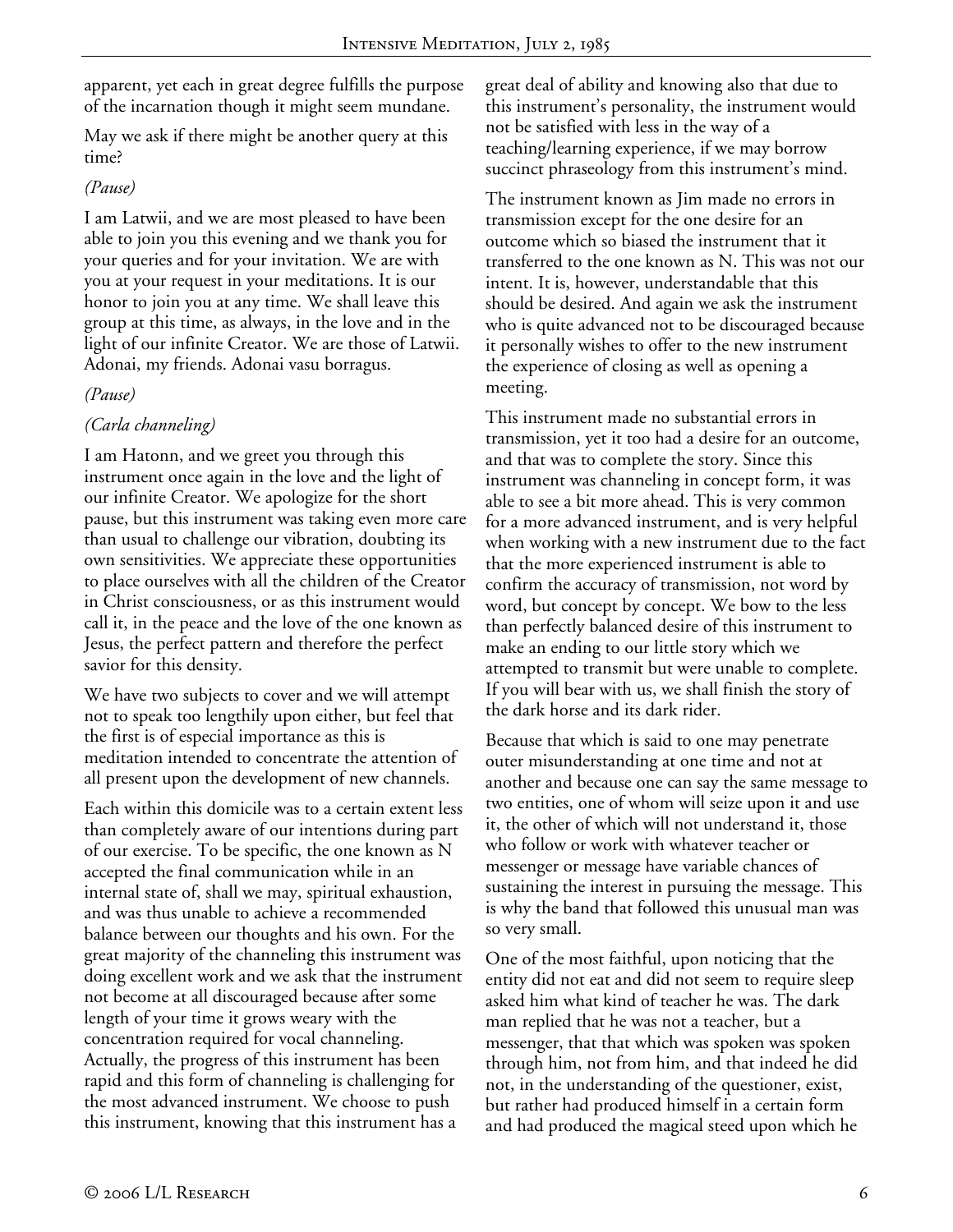apparent, yet each in great degree fulfills the purpose of the incarnation though it might seem mundane.

May we ask if there might be another query at this time?

*(Pause)*

I am Latwii, and we are most pleased to have been able to join you this evening and we thank you for your queries and for your invitation. We are with you at your request in your meditations. It is our honor to join you at any time. We shall leave this group at this time, as always, in the love and in the light of our infinite Creator. We are those of Latwii. Adonai, my friends. Adonai vasu borragus.

*(Pause)*

*(Carla channeling)*

I am Hatonn, and we greet you through this instrument once again in the love and the light of our infinite Creator. We apologize for the short pause, but this instrument was taking even more care than usual to challenge our vibration, doubting its own sensitivities. We appreciate these opportunities to place ourselves with all the children of the Creator in Christ consciousness, or as this instrument would call it, in the peace and the love of the one known as Jesus, the perfect pattern and therefore the perfect savior for this density.

We have two subjects to cover and we will attempt not to speak too lengthily upon either, but feel that the first is of especial importance as this is meditation intended to concentrate the attention of all present upon the development of new channels.

Each within this domicile was to a certain extent less than completely aware of our intentions during part of our exercise. To be specific, the one known as N accepted the final communication while in an internal state of, shall we may, spiritual exhaustion, and was thus unable to achieve a recommended balance between our thoughts and his own. For the great majority of the channeling this instrument was doing excellent work and we ask that the instrument not become at all discouraged because after some length of your time it grows weary with the concentration required for vocal channeling. Actually, the progress of this instrument has been rapid and this form of channeling is challenging for the most advanced instrument. We choose to push this instrument, knowing that this instrument has a great deal of ability and knowing also that due to this instrument's personality, the instrument would not be satisfied with less in the way of a teaching/learning experience, if we may borrow succinct phraseology from this instrument's mind.

The instrument known as Jim made no errors in transmission except for the one desire for an outcome which so biased the instrument that it transferred to the one known as N. This was not our intent. It is, however, understandable that this should be desired. And again we ask the instrument who is quite advanced not to be discouraged because it personally wishes to offer to the new instrument the experience of closing as well as opening a meeting.

This instrument made no substantial errors in transmission, yet it too had a desire for an outcome, and that was to complete the story. Since this instrument was channeling in concept form, it was able to see a bit more ahead. This is very common for a more advanced instrument, and is very helpful when working with a new instrument due to the fact that the more experienced instrument is able to confirm the accuracy of transmission, not word by word, but concept by concept. We bow to the less than perfectly balanced desire of this instrument to make an ending to our little story which we attempted to transmit but were unable to complete. If you will bear with us, we shall finish the story of the dark horse and its dark rider.

Because that which is said to one may penetrate outer misunderstanding at one time and not at another and because one can say the same message to two entities, one of whom will seize upon it and use it, the other of which will not understand it, those who follow or work with whatever teacher or messenger or message have variable chances of sustaining the interest in pursuing the message. This is why the band that followed this unusual man was so very small.

One of the most faithful, upon noticing that the entity did not eat and did not seem to require sleep asked him what kind of teacher he was. The dark man replied that he was not a teacher, but a messenger, that that which was spoken was spoken through him, not from him, and that indeed he did not, in the understanding of the questioner, exist, but rather had produced himself in a certain form and had produced the magical steed upon which he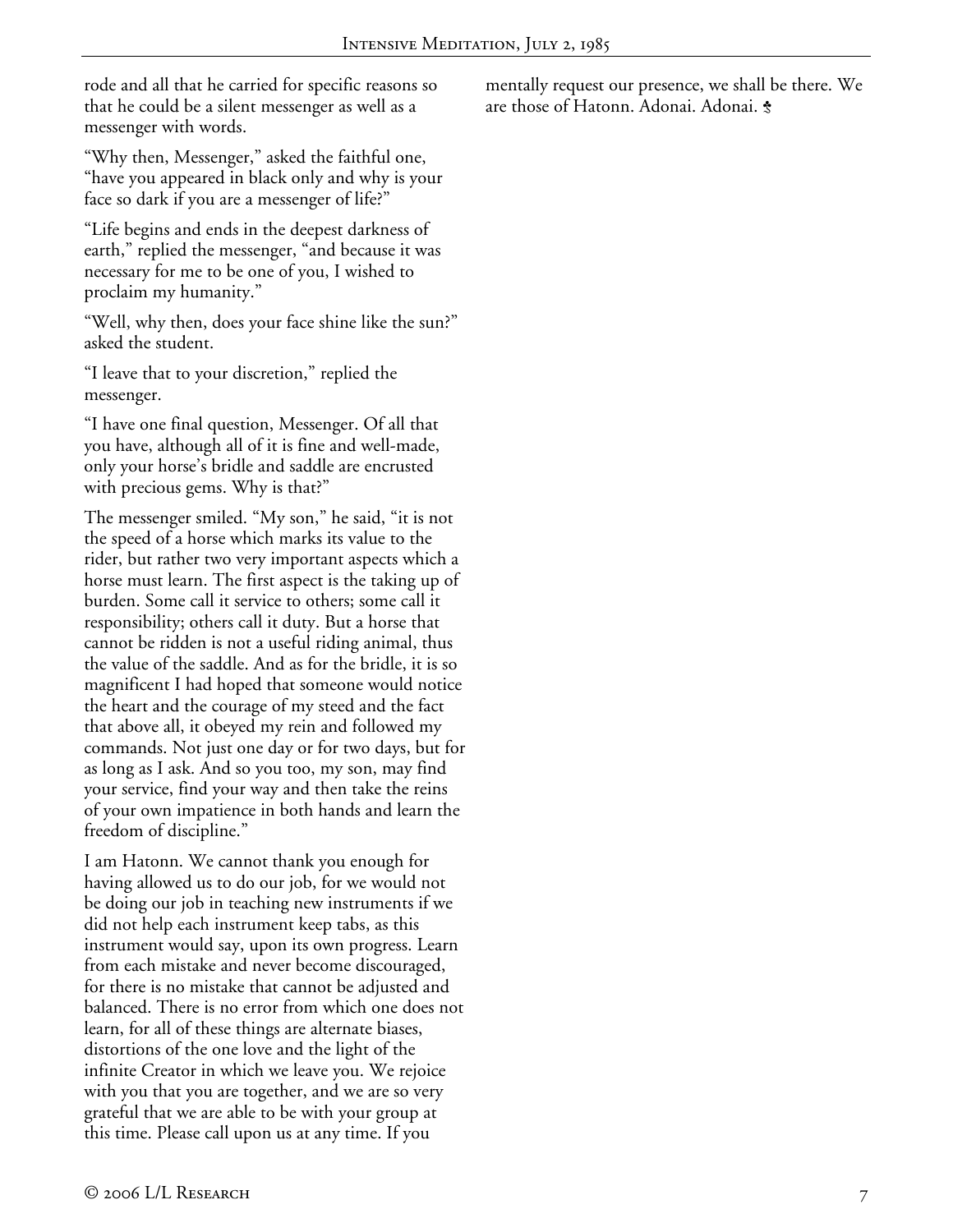rode and all that he carried for specific reasons so that he could be a silent messenger as well as a messenger with words.

"Why then, Messenger," asked the faithful one, "have you appeared in black only and why is your face so dark if you are a messenger of life?"

"Life begins and ends in the deepest darkness of earth," replied the messenger, "and because it was necessary for me to be one of you, I wished to proclaim my humanity."

"Well, why then, does your face shine like the sun?" asked the student.

"I leave that to your discretion," replied the messenger.

"I have one final question, Messenger. Of all that you have, although all of it is fine and well-made, only your horse's bridle and saddle are encrusted with precious gems. Why is that?"

The messenger smiled. "My son," he said, "it is not the speed of a horse which marks its value to the rider, but rather two very important aspects which a horse must learn. The first aspect is the taking up of burden. Some call it service to others; some call it responsibility; others call it duty. But a horse that cannot be ridden is not a useful riding animal, thus the value of the saddle. And as for the bridle, it is so magnificent I had hoped that someone would notice the heart and the courage of my steed and the fact that above all, it obeyed my rein and followed my commands. Not just one day or for two days, but for as long as I ask. And so you too, my son, may find your service, find your way and then take the reins of your own impatience in both hands and learn the freedom of discipline."

I am Hatonn. We cannot thank you enough for having allowed us to do our job, for we would not be doing our job in teaching new instruments if we did not help each instrument keep tabs, as this instrument would say, upon its own progress. Learn from each mistake and never become discouraged, for there is no mistake that cannot be adjusted and balanced. There is no error from which one does not learn, for all of these things are alternate biases, distortions of the one love and the light of the infinite Creator in which we leave you. We rejoice with you that you are together, and we are so very grateful that we are able to be with your group at this time. Please call upon us at any time. If you mentally request our presence, we shall be there. We are those of Hatonn. Adonai. Adonai.